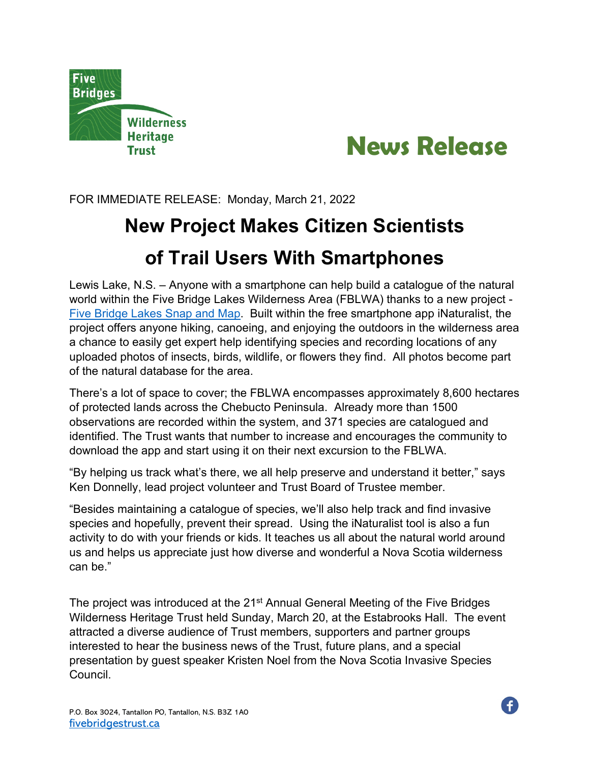Five Bridges Wilderness Heritage Trust

# News Release

FOR IMMEDIATE RELEASE: Monday, March 21, 2022

## New Project Makes Citizen Scientists of Trail Users With Smartphones

Lewis Lake, N.S. – Anyone with a smartphone can help build a catalogue of the natural world within the Five Bridge Lakes Wilderness Area (FBLWA) thanks to a new project - Five Bridge Lakes Snap and Map. Built within the free smartphone app iNaturalist, the project offers anyone hiking, canoeing, and enjoying the outdoors in the wilderness area a chance to easily get expert help identifying species and recording locations of any uploaded photos of insects, birds, wildlife, or flowers they find. All photos become part of the natural database for the area.

There's a lot of space to cover; the FBLWA encompasses approximately 8,600 hectares of protected lands across the Chebucto Peninsula. Already more than 1500 observations are recorded within the system, and 371 species are catalogued and identified. The Trust wants that number to increase and encourages the community to download the app and start using it on their next excursion to the FBLWA.

"By helping us track what's there, we all help preserve and understand it better," says Ken Donnelly, lead project volunteer and Trust Board of Trustee member.

"Besides maintaining a catalogue of species, we'll also help track and find invasive species and hopefully, prevent their spread. Using the iNaturalist tool is also a fun activity to do with your friends or kids. It teaches us all about the natural world around us and helps us appreciate just how diverse and wonderful a Nova Scotia wilderness can be."

The project was introduced at the 21st Annual General Meeting of the Five Bridges Wilderness Heritage Trust held Sunday, March 20, at the Estabrooks Hall. The event attracted a diverse audience of Trust members, supporters and partner groups interested to hear the business news of the Trust, future plans, and a special presentation by guest speaker Kristen Noel from the Nova Scotia Invasive Species Council.

P.O. Box 3024, Tantallon PO, Tantallon, N.S. B3Z 1A0
fivebridgestrust.ca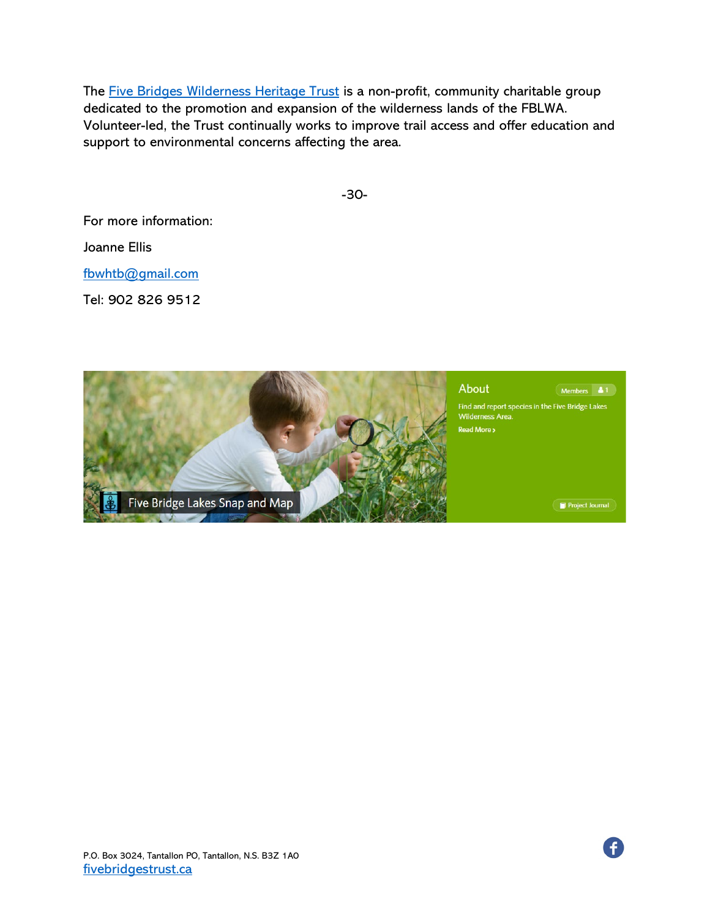The [Five Bridges Wilderness Heritage Trust]() is a non-profit, community charitable group dedicated to the promotion and expansion of the wilderness lands of the FBLWA. Volunteer-led, the Trust continually works to improve trail access and offer education and support to environmental concerns affecting the area.

-30-

For more information:

Joanne Ellis

[fbwhtb@gmail.com](mailto:fbwhtb@gmail.com)

Tel: 902 826 9512

Five Bridge Lakes Snap and Map

About

Members 1

Find and report species in the Five Bridge Lakes Wilderness Area.

Read More ›

Project Journal

P.O. Box 3024, Tantallon PO, Tantallon, N.S. B3Z 1A0

[fivebridgestrust.ca]()